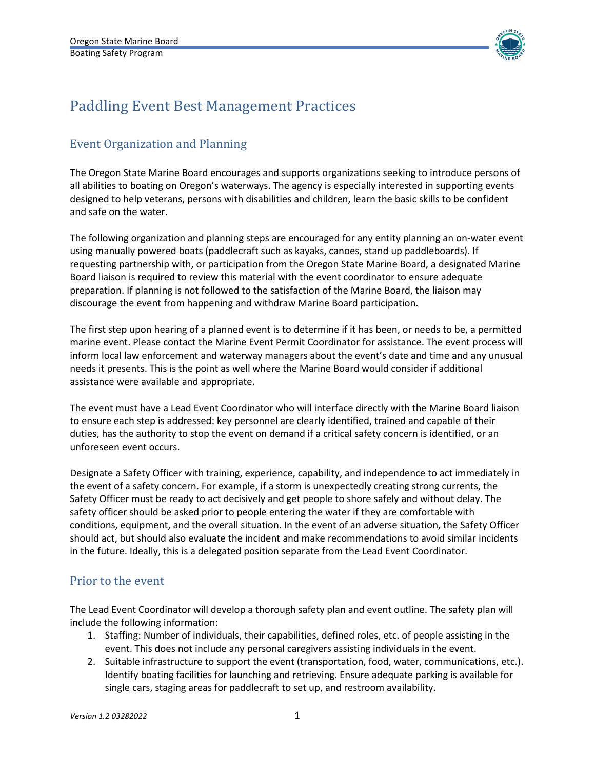# Paddling Event Best Management Practices

## Event Organization and Planning

The Oregon State Marine Board encourages and supports organizations seeking to introduce persons of all abilities to boating on Oregon's waterways. The agency is especially interested in supporting events designed to help veterans, persons with disabilities and children, learn the basic skills to be confident and safe on the water.

The following organization and planning steps are encouraged for any entity planning an on-water event using manually powered boats (paddlecraft such as kayaks, canoes, stand up paddleboards). If requesting partnership with, or participation from the Oregon State Marine Board, a designated Marine Board liaison is required to review this material with the event coordinator to ensure adequate preparation. If planning is not followed to the satisfaction of the Marine Board, the liaison may discourage the event from happening and withdraw Marine Board participation.

The first step upon hearing of a planned event is to determine if it has been, or needs to be, a permitted marine event. Please contact the Marine Event Permit Coordinator for assistance. The event process will inform local law enforcement and waterway managers about the event's date and time and any unusual needs it presents. This is the point as well where the Marine Board would consider if additional assistance were available and appropriate.

The event must have a Lead Event Coordinator who will interface directly with the Marine Board liaison to ensure each step is addressed: key personnel are clearly identified, trained and capable of their duties, has the authority to stop the event on demand if a critical safety concern is identified, or an unforeseen event occurs.

Designate a Safety Officer with training, experience, capability, and independence to act immediately in the event of a safety concern. For example, if a storm is unexpectedly creating strong currents, the Safety Officer must be ready to act decisively and get people to shore safely and without delay. The safety officer should be asked prior to people entering the water if they are comfortable with conditions, equipment, and the overall situation. In the event of an adverse situation, the Safety Officer should act, but should also evaluate the incident and make recommendations to avoid similar incidents in the future. Ideally, this is a delegated position separate from the Lead Event Coordinator.

## Prior to the event

The Lead Event Coordinator will develop a thorough safety plan and event outline. The safety plan will include the following information:

1. Staffing: Number of individuals, their capabilities, defined roles, etc. of people assisting in the event. This does not include any personal caregivers assisting individuals in the event.
2. Suitable infrastructure to support the event (transportation, food, water, communications, etc.). Identify boating facilities for launching and retrieving. Ensure adequate parking is available for single cars, staging areas for paddlecraft to set up, and restroom availability.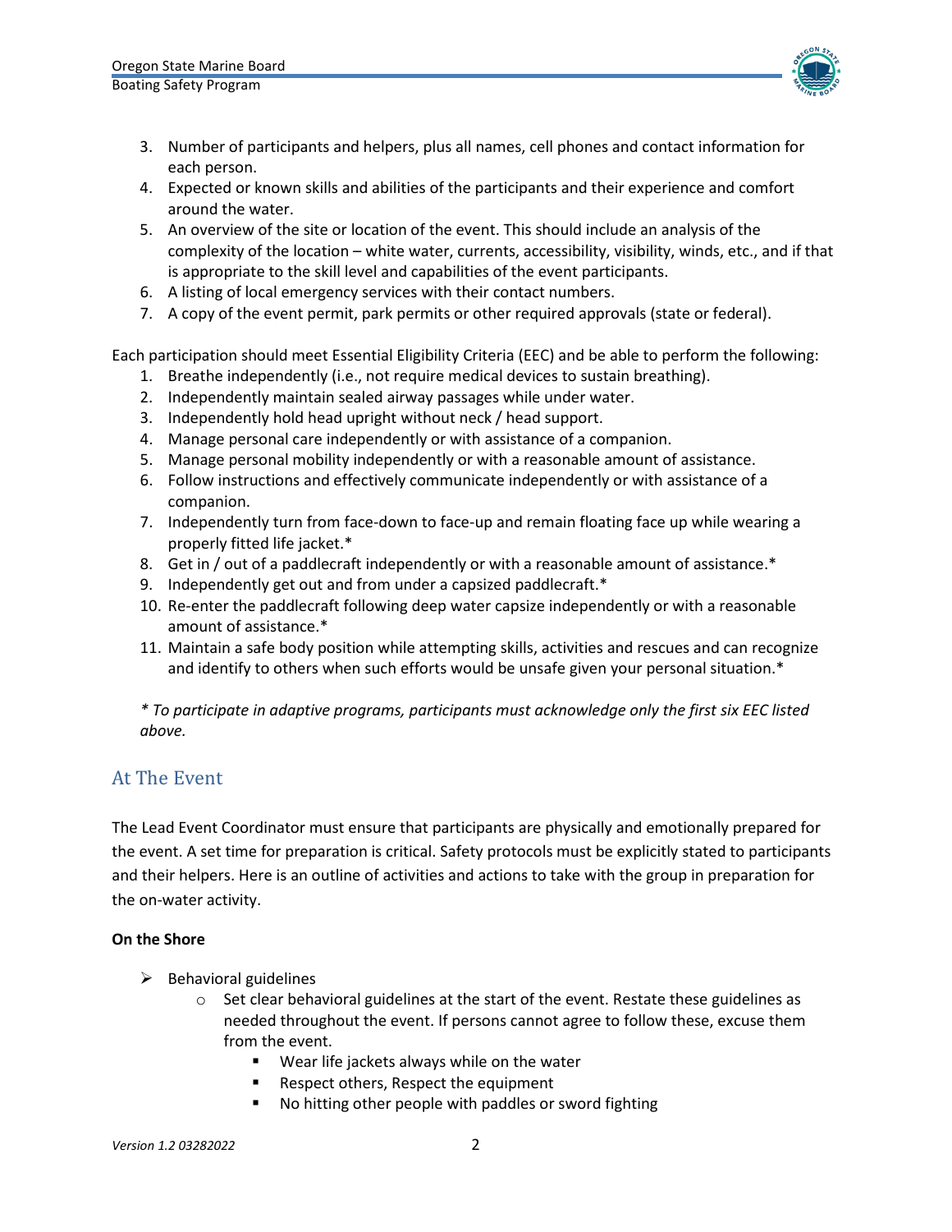3. Number of participants and helpers, plus all names, cell phones and contact information for each person.
4. Expected or known skills and abilities of the participants and their experience and comfort around the water.
5. An overview of the site or location of the event. This should include an analysis of the complexity of the location – white water, currents, accessibility, visibility, winds, etc., and if that is appropriate to the skill level and capabilities of the event participants.
6. A listing of local emergency services with their contact numbers.
7. A copy of the event permit, park permits or other required approvals (state or federal).

Each participation should meet Essential Eligibility Criteria (EEC) and be able to perform the following:

1. Breathe independently (i.e., not require medical devices to sustain breathing).
2. Independently maintain sealed airway passages while under water.
3. Independently hold head upright without neck / head support.
4. Manage personal care independently or with assistance of a companion.
5. Manage personal mobility independently or with a reasonable amount of assistance.
6. Follow instructions and effectively communicate independently or with assistance of a companion.
7. Independently turn from face-down to face-up and remain floating face up while wearing a properly fitted life jacket.*
8. Get in / out of a paddlecraft independently or with a reasonable amount of assistance.*
9. Independently get out and from under a capsized paddlecraft.*
10. Re-enter the paddlecraft following deep water capsize independently or with a reasonable amount of assistance.*
11. Maintain a safe body position while attempting skills, activities and rescues and can recognize and identify to others when such efforts would be unsafe given your personal situation.*

*\* To participate in adaptive programs, participants must acknowledge only the first six EEC listed above.*

## At The Event

The Lead Event Coordinator must ensure that participants are physically and emotionally prepared for the event. A set time for preparation is critical. Safety protocols must be explicitly stated to participants and their helpers. Here is an outline of activities and actions to take with the group in preparation for the on-water activity.

**On the Shore**

- Behavioral guidelines
  - Set clear behavioral guidelines at the start of the event. Restate these guidelines as needed throughout the event. If persons cannot agree to follow these, excuse them from the event.
    - Wear life jackets always while on the water
    - Respect others, Respect the equipment
    - No hitting other people with paddles or sword fighting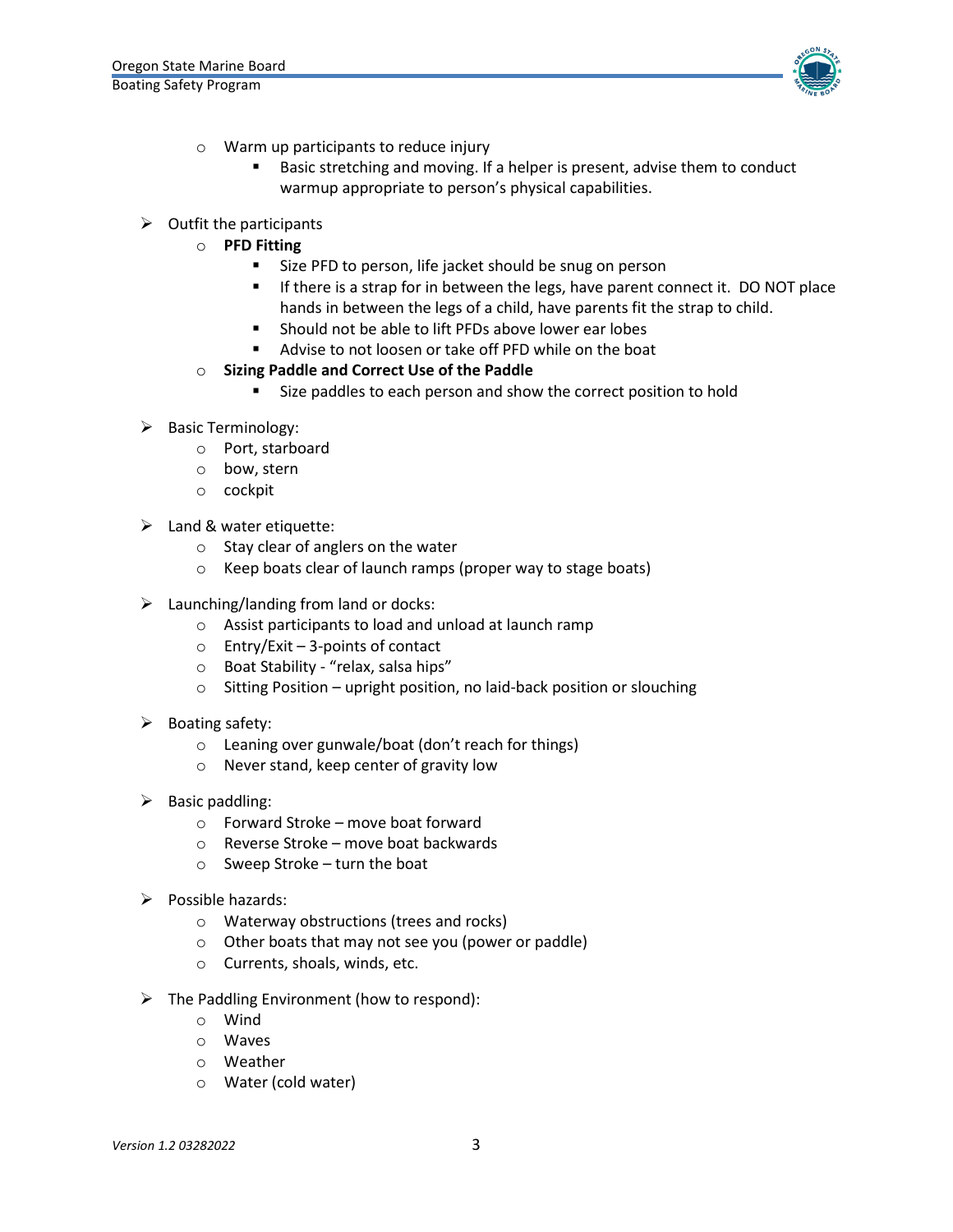- Warm up participants to reduce injury
    - Basic stretching and moving. If a helper is present, advise them to conduct warmup appropriate to person's physical capabilities.

- Outfit the participants
    - **PFD Fitting**
        - Size PFD to person, life jacket should be snug on person
        - If there is a strap for in between the legs, have parent connect it. DO NOT place hands in between the legs of a child, have parents fit the strap to child.
        - Should not be able to lift PFDs above lower ear lobes
        - Advise to not loosen or take off PFD while on the boat
    - **Sizing Paddle and Correct Use of the Paddle**
        - Size paddles to each person and show the correct position to hold

- Basic Terminology:
    - Port, starboard
    - bow, stern
    - cockpit

- Land & water etiquette:
    - Stay clear of anglers on the water
    - Keep boats clear of launch ramps (proper way to stage boats)

- Launching/landing from land or docks:
    - Assist participants to load and unload at launch ramp
    - Entry/Exit – 3-points of contact
    - Boat Stability - "relax, salsa hips"
    - Sitting Position – upright position, no laid-back position or slouching

- Boating safety:
    - Leaning over gunwale/boat (don't reach for things)
    - Never stand, keep center of gravity low

- Basic paddling:
    - Forward Stroke – move boat forward
    - Reverse Stroke – move boat backwards
    - Sweep Stroke – turn the boat

- Possible hazards:
    - Waterway obstructions (trees and rocks)
    - Other boats that may not see you (power or paddle)
    - Currents, shoals, winds, etc.

- The Paddling Environment (how to respond):
    - Wind
    - Waves
    - Weather
    - Water (cold water)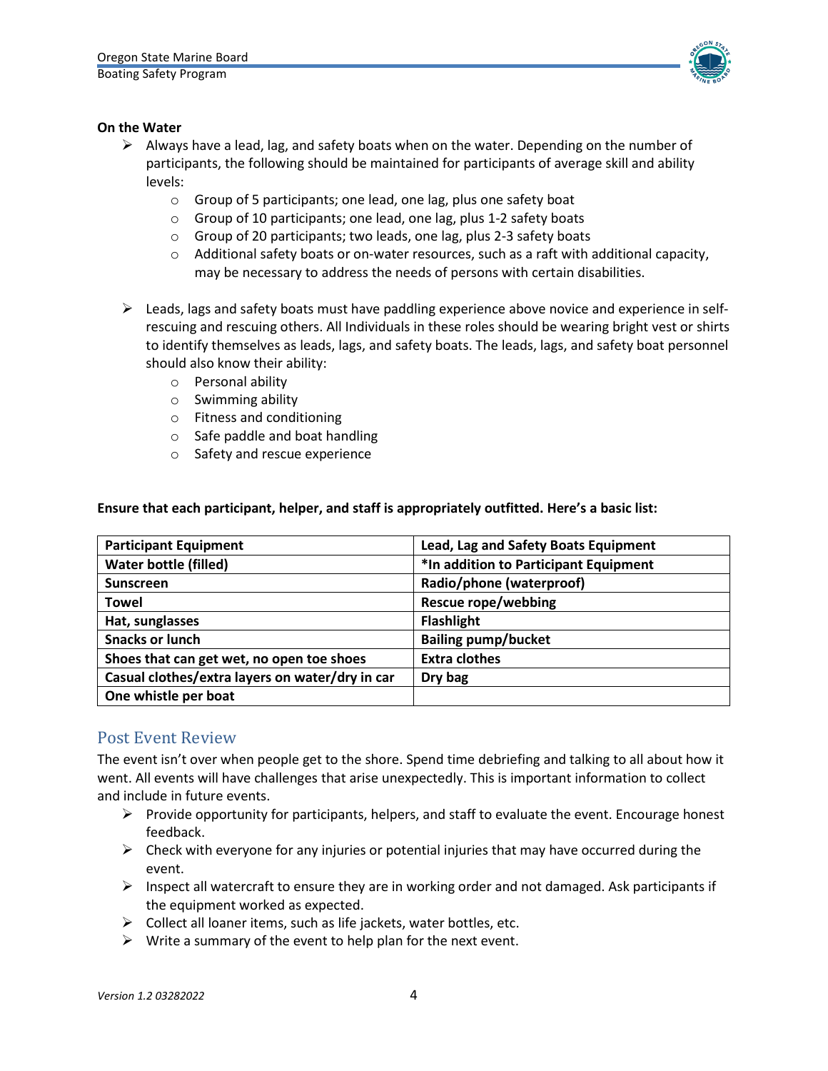**On the Water**

- Always have a lead, lag, and safety boats when on the water. Depending on the number of participants, the following should be maintained for participants of average skill and ability levels:
  - Group of 5 participants; one lead, one lag, plus one safety boat
  - Group of 10 participants; one lead, one lag, plus 1-2 safety boats
  - Group of 20 participants; two leads, one lag, plus 2-3 safety boats
  - Additional safety boats or on-water resources, such as a raft with additional capacity, may be necessary to address the needs of persons with certain disabilities.
- Leads, lags and safety boats must have paddling experience above novice and experience in self-rescuing and rescuing others. All Individuals in these roles should be wearing bright vest or shirts to identify themselves as leads, lags, and safety boats. The leads, lags, and safety boat personnel should also know their ability:
  - Personal ability
  - Swimming ability
  - Fitness and conditioning
  - Safe paddle and boat handling
  - Safety and rescue experience

**Ensure that each participant, helper, and staff is appropriately outfitted. Here's a basic list:**

| Participant Equipment | Lead, Lag and Safety Boats Equipment |
|---|---|
| **Water bottle (filled)** | ***In addition to Participant Equipment** |
| **Sunscreen** | **Radio/phone (waterproof)** |
| **Towel** | **Rescue rope/webbing** |
| **Hat, sunglasses** | **Flashlight** |
| **Snacks or lunch** | **Bailing pump/bucket** |
| **Shoes that can get wet, no open toe shoes** | **Extra clothes** |
| **Casual clothes/extra layers on water/dry in car** | **Dry bag** |
| **One whistle per boat** | |

## Post Event Review

The event isn't over when people get to the shore. Spend time debriefing and talking to all about how it went. All events will have challenges that arise unexpectedly. This is important information to collect and include in future events.

- Provide opportunity for participants, helpers, and staff to evaluate the event. Encourage honest feedback.
- Check with everyone for any injuries or potential injuries that may have occurred during the event.
- Inspect all watercraft to ensure they are in working order and not damaged. Ask participants if the equipment worked as expected.
- Collect all loaner items, such as life jackets, water bottles, etc.
- Write a summary of the event to help plan for the next event.

*Version 1.2 03282022*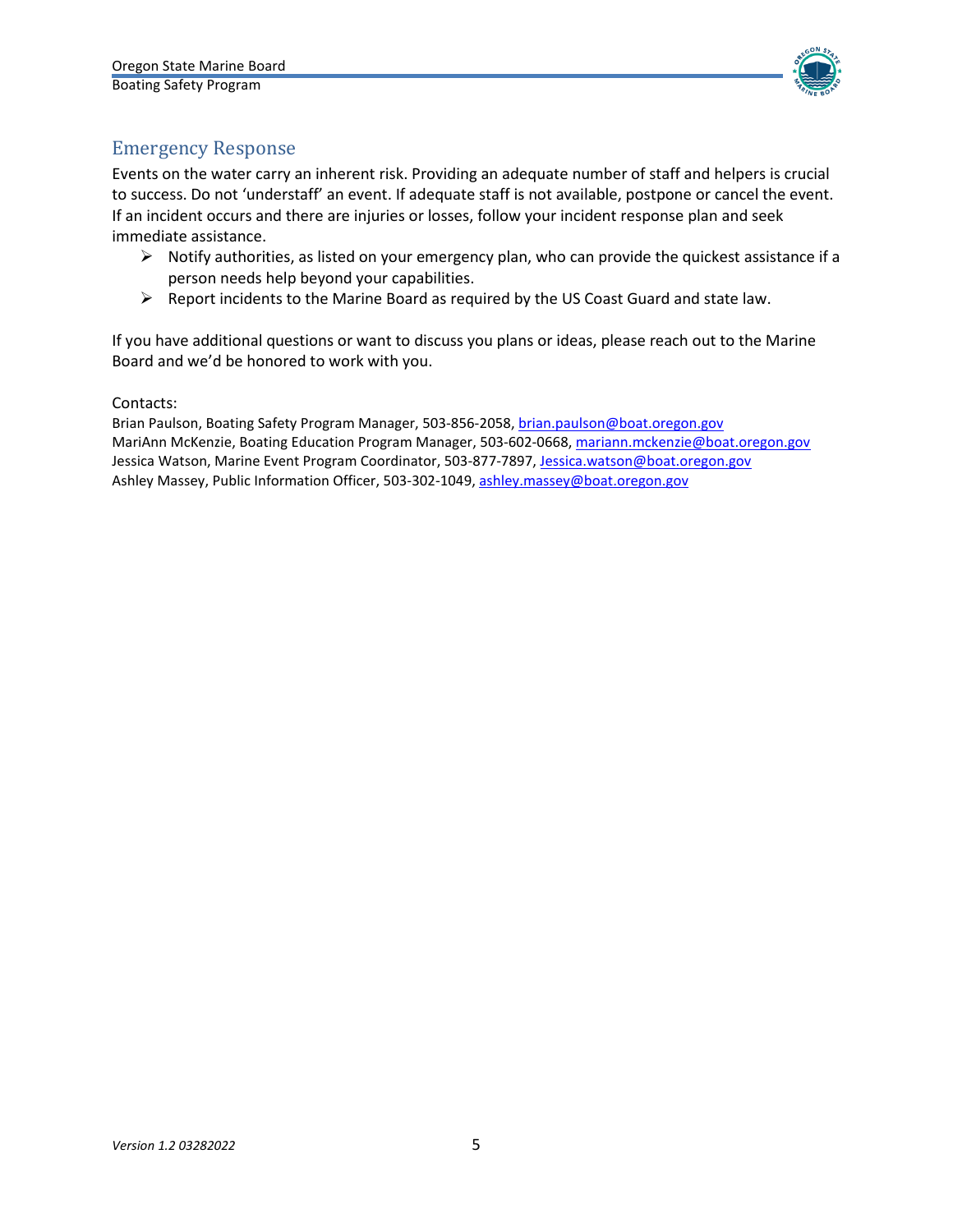## Emergency Response

Events on the water carry an inherent risk. Providing an adequate number of staff and helpers is crucial to success. Do not 'understaff' an event. If adequate staff is not available, postpone or cancel the event. If an incident occurs and there are injuries or losses, follow your incident response plan and seek immediate assistance.

- Notify authorities, as listed on your emergency plan, who can provide the quickest assistance if a person needs help beyond your capabilities.
- Report incidents to the Marine Board as required by the US Coast Guard and state law.

If you have additional questions or want to discuss you plans or ideas, please reach out to the Marine Board and we'd be honored to work with you.

Contacts:

Brian Paulson, Boating Safety Program Manager, 503-856-2058, brian.paulson@boat.oregon.gov
MariAnn McKenzie, Boating Education Program Manager, 503-602-0668, mariann.mckenzie@boat.oregon.gov
Jessica Watson, Marine Event Program Coordinator, 503-877-7897, Jessica.watson@boat.oregon.gov
Ashley Massey, Public Information Officer, 503-302-1049, ashley.massey@boat.oregon.gov

*Version 1.2 03282022*